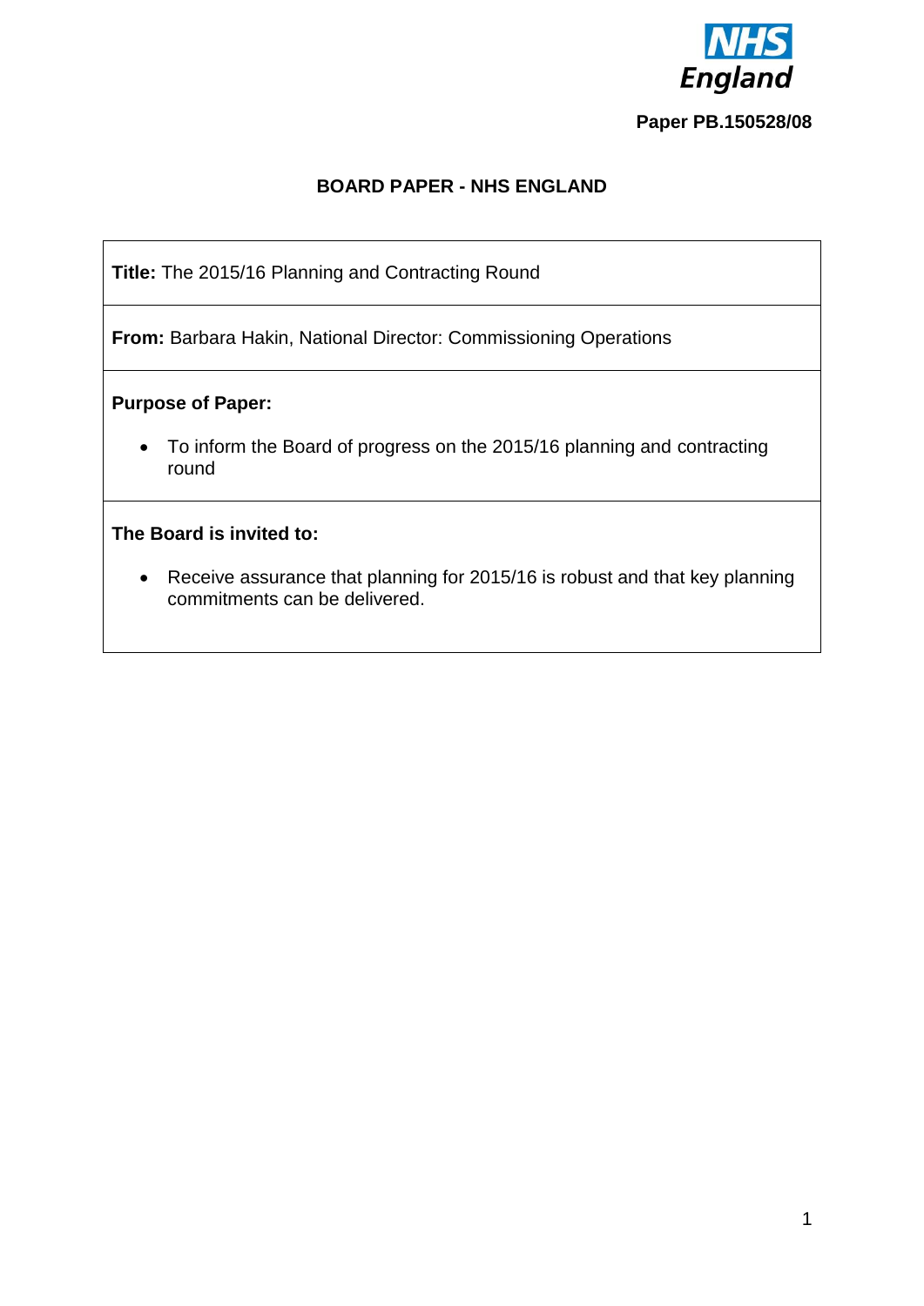NHS England

**Paper PB.150528/08**

# BOARD PAPER - NHS ENGLAND

**Title:** The 2015/16 Planning and Contracting Round

**From:** Barbara Hakin, National Director: Commissioning Operations

**Purpose of Paper:**

- To inform the Board of progress on the 2015/16 planning and contracting round

**The Board is invited to:**

- Receive assurance that planning for 2015/16 is robust and that key planning commitments can be delivered.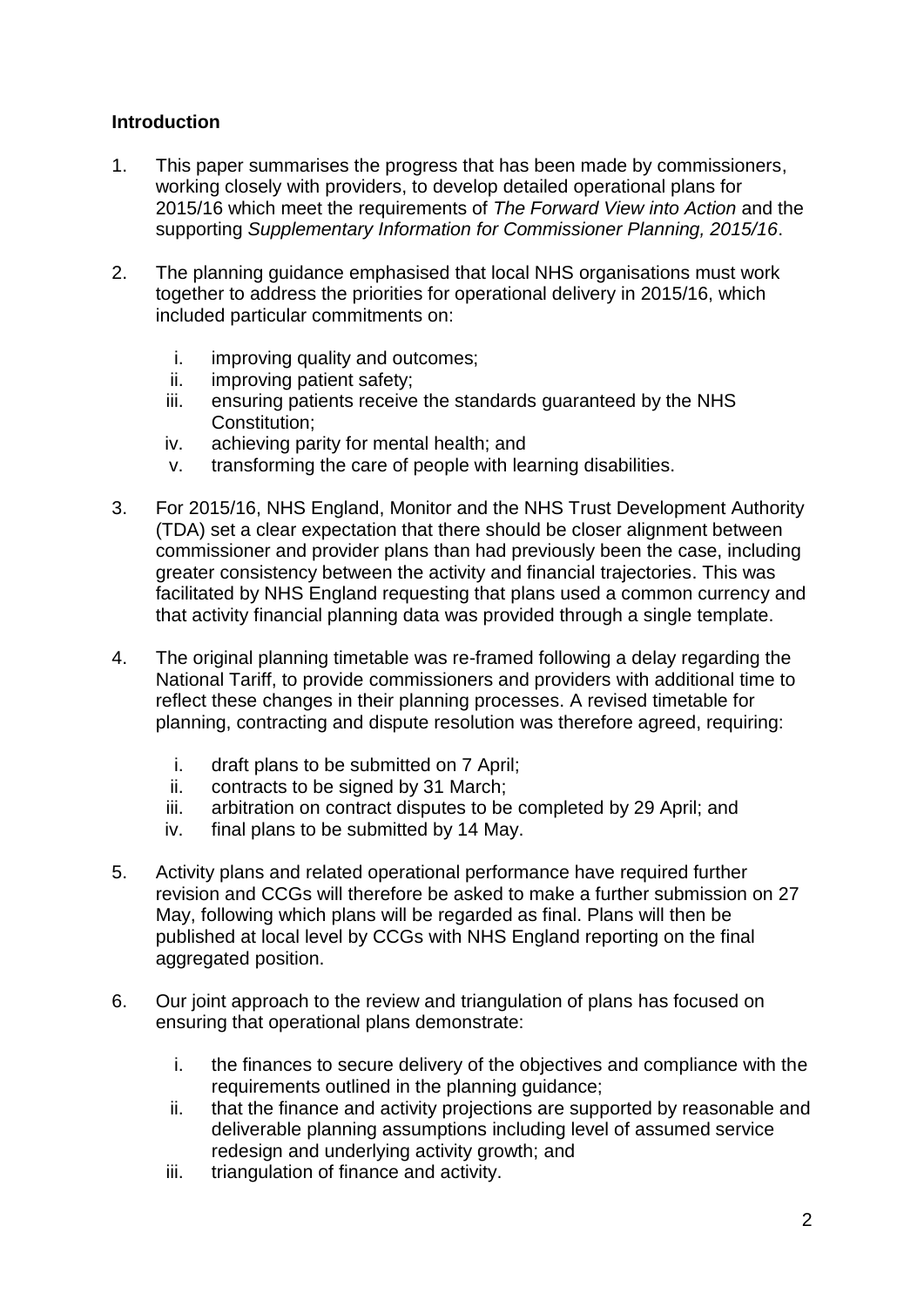**Introduction**

1. This paper summarises the progress that has been made by commissioners, working closely with providers, to develop detailed operational plans for 2015/16 which meet the requirements of *The Forward View into Action* and the supporting *Supplementary Information for Commissioner Planning, 2015/16*.

2. The planning guidance emphasised that local NHS organisations must work together to address the priorities for operational delivery in 2015/16, which included particular commitments on:

    i. improving quality and outcomes;
    ii. improving patient safety;
    iii. ensuring patients receive the standards guaranteed by the NHS Constitution;
    iv. achieving parity for mental health; and
    v. transforming the care of people with learning disabilities.

3. For 2015/16, NHS England, Monitor and the NHS Trust Development Authority (TDA) set a clear expectation that there should be closer alignment between commissioner and provider plans than had previously been the case, including greater consistency between the activity and financial trajectories. This was facilitated by NHS England requesting that plans used a common currency and that activity financial planning data was provided through a single template.

4. The original planning timetable was re-framed following a delay regarding the National Tariff, to provide commissioners and providers with additional time to reflect these changes in their planning processes. A revised timetable for planning, contracting and dispute resolution was therefore agreed, requiring:

    i. draft plans to be submitted on 7 April;
    ii. contracts to be signed by 31 March;
    iii. arbitration on contract disputes to be completed by 29 April; and
    iv. final plans to be submitted by 14 May.

5. Activity plans and related operational performance have required further revision and CCGs will therefore be asked to make a further submission on 27 May, following which plans will be regarded as final. Plans will then be published at local level by CCGs with NHS England reporting on the final aggregated position.

6. Our joint approach to the review and triangulation of plans has focused on ensuring that operational plans demonstrate:

    i. the finances to secure delivery of the objectives and compliance with the requirements outlined in the planning guidance;
    ii. that the finance and activity projections are supported by reasonable and deliverable planning assumptions including level of assumed service redesign and underlying activity growth; and
    iii. triangulation of finance and activity.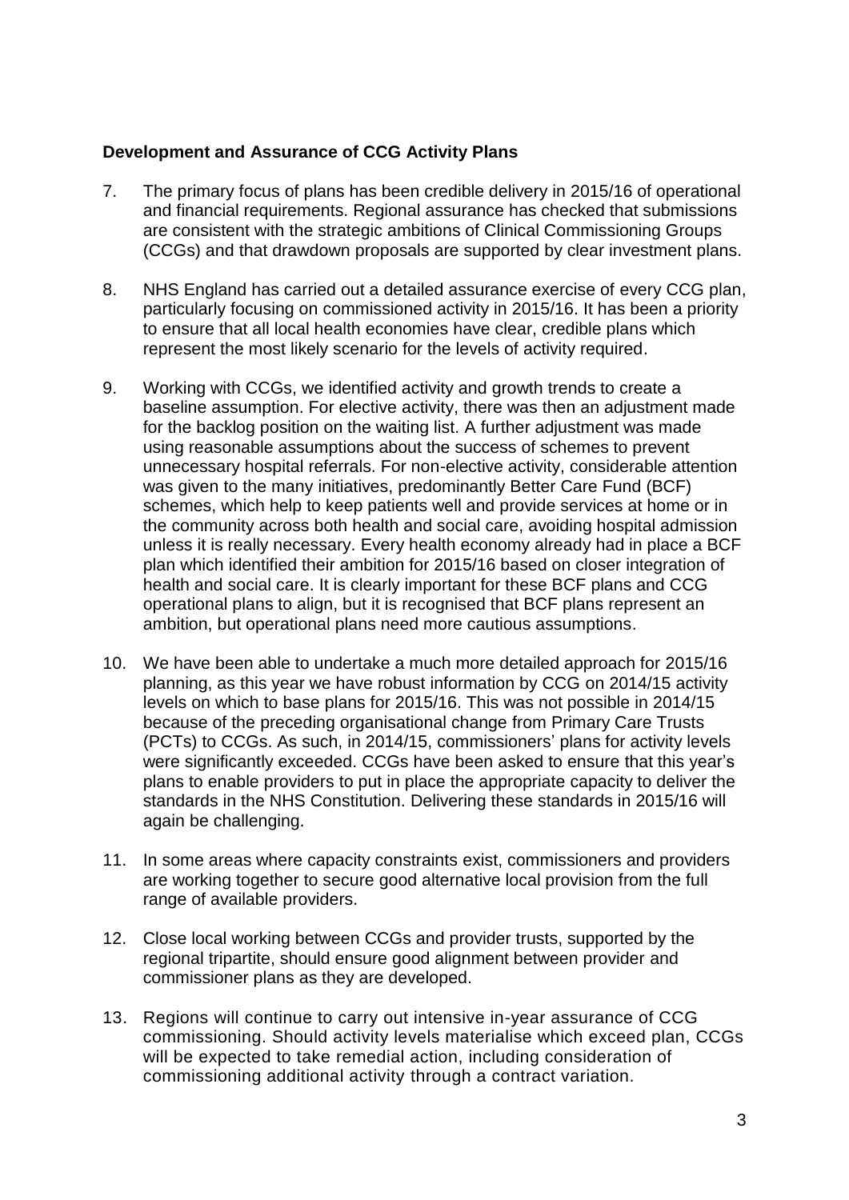**Development and Assurance of CCG Activity Plans**

7. The primary focus of plans has been credible delivery in 2015/16 of operational and financial requirements. Regional assurance has checked that submissions are consistent with the strategic ambitions of Clinical Commissioning Groups (CCGs) and that drawdown proposals are supported by clear investment plans.

8. NHS England has carried out a detailed assurance exercise of every CCG plan, particularly focusing on commissioned activity in 2015/16. It has been a priority to ensure that all local health economies have clear, credible plans which represent the most likely scenario for the levels of activity required.

9. Working with CCGs, we identified activity and growth trends to create a baseline assumption. For elective activity, there was then an adjustment made for the backlog position on the waiting list. A further adjustment was made using reasonable assumptions about the success of schemes to prevent unnecessary hospital referrals. For non-elective activity, considerable attention was given to the many initiatives, predominantly Better Care Fund (BCF) schemes, which help to keep patients well and provide services at home or in the community across both health and social care, avoiding hospital admission unless it is really necessary. Every health economy already had in place a BCF plan which identified their ambition for 2015/16 based on closer integration of health and social care. It is clearly important for these BCF plans and CCG operational plans to align, but it is recognised that BCF plans represent an ambition, but operational plans need more cautious assumptions.

10. We have been able to undertake a much more detailed approach for 2015/16 planning, as this year we have robust information by CCG on 2014/15 activity levels on which to base plans for 2015/16. This was not possible in 2014/15 because of the preceding organisational change from Primary Care Trusts (PCTs) to CCGs. As such, in 2014/15, commissioners' plans for activity levels were significantly exceeded. CCGs have been asked to ensure that this year's plans to enable providers to put in place the appropriate capacity to deliver the standards in the NHS Constitution. Delivering these standards in 2015/16 will again be challenging.

11. In some areas where capacity constraints exist, commissioners and providers are working together to secure good alternative local provision from the full range of available providers.

12. Close local working between CCGs and provider trusts, supported by the regional tripartite, should ensure good alignment between provider and commissioner plans as they are developed.

13. Regions will continue to carry out intensive in-year assurance of CCG commissioning. Should activity levels materialise which exceed plan, CCGs will be expected to take remedial action, including consideration of commissioning additional activity through a contract variation.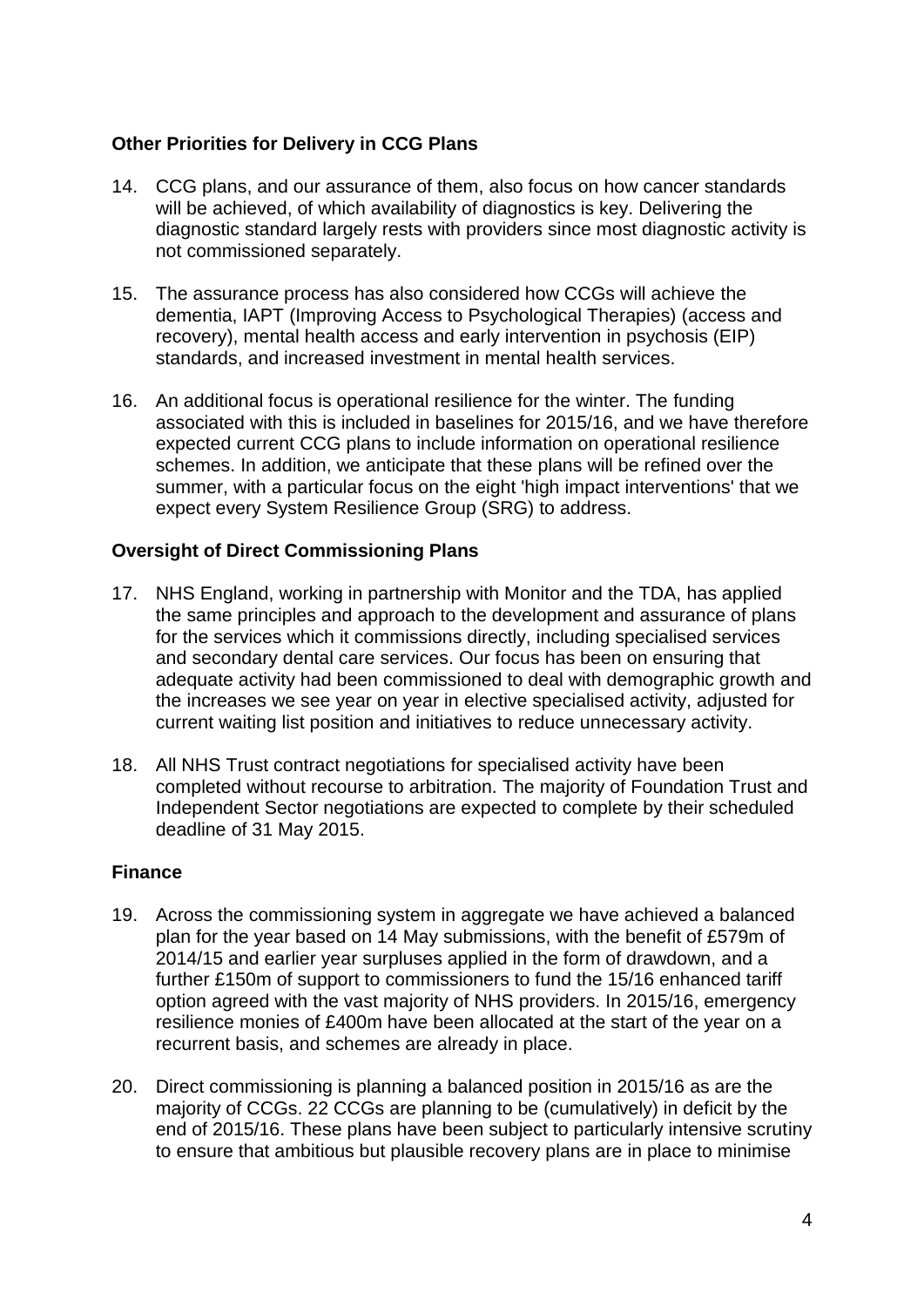**Other Priorities for Delivery in CCG Plans**

14. CCG plans, and our assurance of them, also focus on how cancer standards will be achieved, of which availability of diagnostics is key. Delivering the diagnostic standard largely rests with providers since most diagnostic activity is not commissioned separately.

15. The assurance process has also considered how CCGs will achieve the dementia, IAPT (Improving Access to Psychological Therapies) (access and recovery), mental health access and early intervention in psychosis (EIP) standards, and increased investment in mental health services.

16. An additional focus is operational resilience for the winter. The funding associated with this is included in baselines for 2015/16, and we have therefore expected current CCG plans to include information on operational resilience schemes. In addition, we anticipate that these plans will be refined over the summer, with a particular focus on the eight 'high impact interventions' that we expect every System Resilience Group (SRG) to address.

**Oversight of Direct Commissioning Plans**

17. NHS England, working in partnership with Monitor and the TDA, has applied the same principles and approach to the development and assurance of plans for the services which it commissions directly, including specialised services and secondary dental care services. Our focus has been on ensuring that adequate activity had been commissioned to deal with demographic growth and the increases we see year on year in elective specialised activity, adjusted for current waiting list position and initiatives to reduce unnecessary activity.

18. All NHS Trust contract negotiations for specialised activity have been completed without recourse to arbitration. The majority of Foundation Trust and Independent Sector negotiations are expected to complete by their scheduled deadline of 31 May 2015.

**Finance**

19. Across the commissioning system in aggregate we have achieved a balanced plan for the year based on 14 May submissions, with the benefit of £579m of 2014/15 and earlier year surpluses applied in the form of drawdown, and a further £150m of support to commissioners to fund the 15/16 enhanced tariff option agreed with the vast majority of NHS providers. In 2015/16, emergency resilience monies of £400m have been allocated at the start of the year on a recurrent basis, and schemes are already in place.

20. Direct commissioning is planning a balanced position in 2015/16 as are the majority of CCGs. 22 CCGs are planning to be (cumulatively) in deficit by the end of 2015/16. These plans have been subject to particularly intensive scrutiny to ensure that ambitious but plausible recovery plans are in place to minimise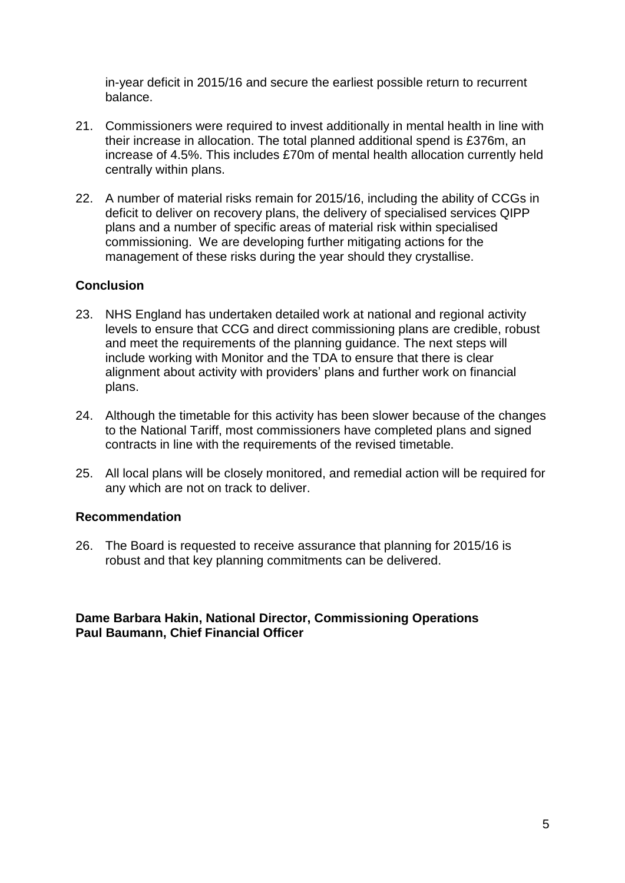in-year deficit in 2015/16 and secure the earliest possible return to recurrent balance.

21. Commissioners were required to invest additionally in mental health in line with their increase in allocation. The total planned additional spend is £376m, an increase of 4.5%. This includes £70m of mental health allocation currently held centrally within plans.

22. A number of material risks remain for 2015/16, including the ability of CCGs in deficit to deliver on recovery plans, the delivery of specialised services QIPP plans and a number of specific areas of material risk within specialised commissioning. We are developing further mitigating actions for the management of these risks during the year should they crystallise.

**Conclusion**

23. NHS England has undertaken detailed work at national and regional activity levels to ensure that CCG and direct commissioning plans are credible, robust and meet the requirements of the planning guidance. The next steps will include working with Monitor and the TDA to ensure that there is clear alignment about activity with providers' plans and further work on financial plans.

24. Although the timetable for this activity has been slower because of the changes to the National Tariff, most commissioners have completed plans and signed contracts in line with the requirements of the revised timetable.

25. All local plans will be closely monitored, and remedial action will be required for any which are not on track to deliver.

**Recommendation**

26. The Board is requested to receive assurance that planning for 2015/16 is robust and that key planning commitments can be delivered.

**Dame Barbara Hakin, National Director, Commissioning Operations**
**Paul Baumann, Chief Financial Officer**